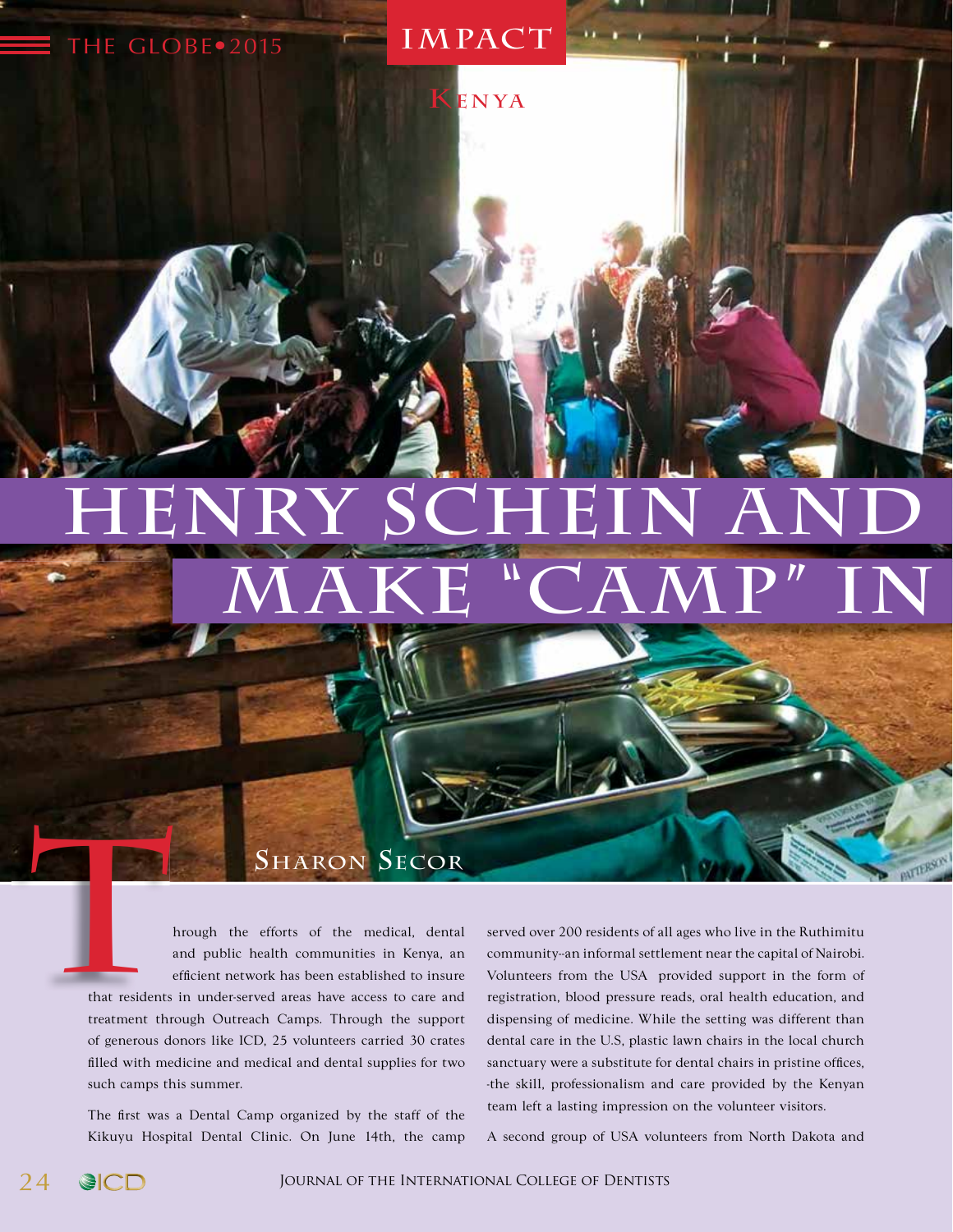IMPACT

Kenya

# HENRY SCHEIN AND MAKE "CAMP" IN

Sharon Secor

Through the efforts of the medical, dental and public health communities in Kenya, an efficient network has been established to insure that residents in under-served areas have access to care and treatment through Outreach Camps. Through the support of generous donors like ICD, 25 volunteers carried 30 crates filled with medicine and medical and dental supplies for two such camps this summer.

The first was a Dental Camp organized by the staff of the Kikuyu Hospital Dental Clinic. On June 14th, the camp served over 200 residents of all ages who live in the Ruthimitu community--an informal settlement near the capital of Nairobi. Volunteers from the USA provided support in the form of registration, blood pressure reads, oral health education, and dispensing of medicine. While the setting was different than dental care in the U.S, plastic lawn chairs in the local church sanctuary were a substitute for dental chairs in pristine offices, -the skill, professionalism and care provided by the Kenyan team left a lasting impression on the volunteer visitors.

A second group of USA volunteers from North Dakota and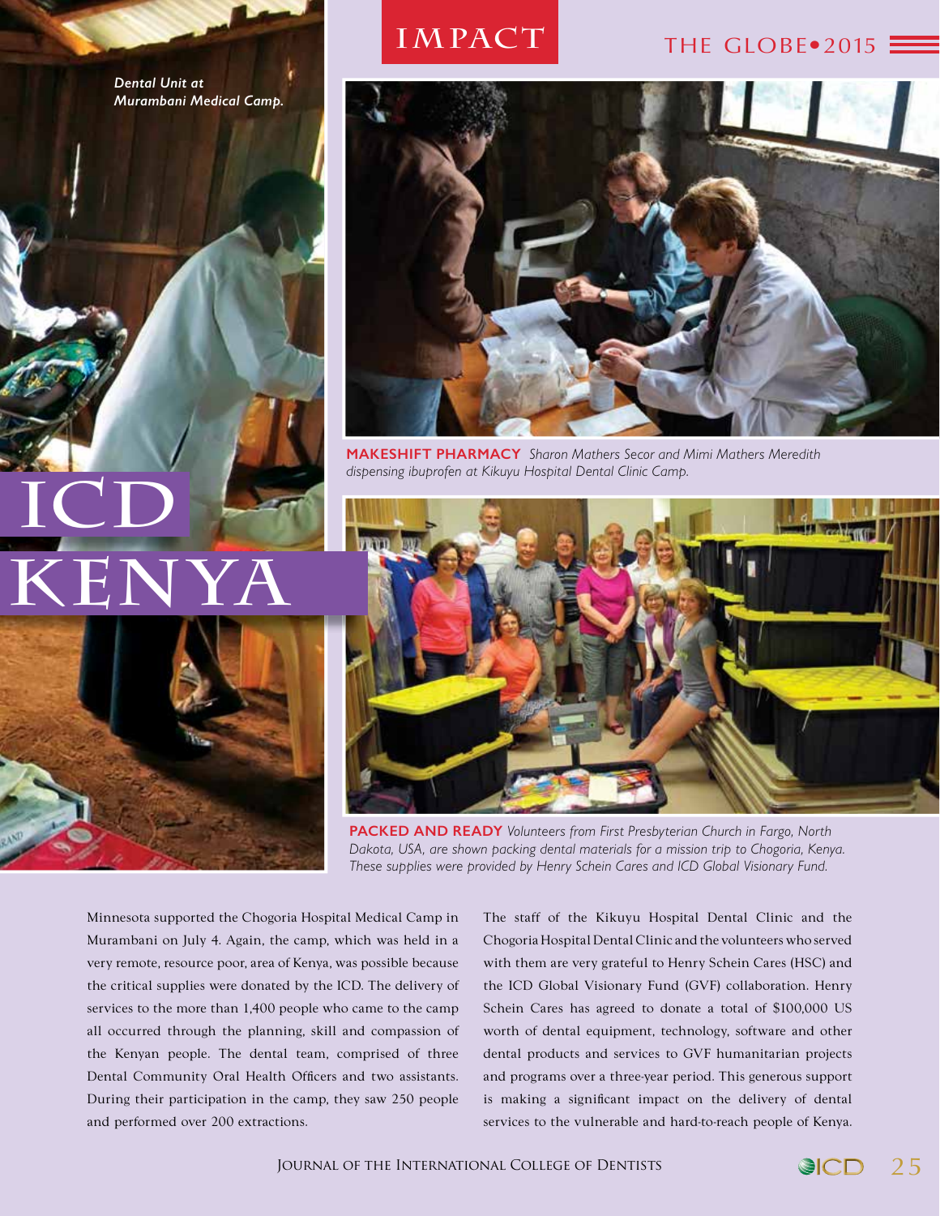# ICD KENYA

*Dental Unit at Murambani Medical Camp.*

**MAKESHIFT PHARMACY** *Sharon Mathers Secor and Mimi Mathers Meredith dispensing ibuprofen at Kikuyu Hospital Dental Clinic Camp.*

**PACKED AND READY** *Volunteers from First Presbyterian Church in Fargo, North Dakota, USA, are shown packing dental materials for a mission trip to Chogoria, Kenya. These supplies were provided by Henry Schein Cares and ICD Global Visionary Fund.*

Minnesota supported the Chogoria Hospital Medical Camp in Murambani on July 4. Again, the camp, which was held in a very remote, resource poor, area of Kenya, was possible because the critical supplies were donated by the ICD. The delivery of services to the more than 1,400 people who came to the camp all occurred through the planning, skill and compassion of the Kenyan people. The dental team, comprised of three Dental Community Oral Health Officers and two assistants. During their participation in the camp, they saw 250 people and performed over 200 extractions.

The staff of the Kikuyu Hospital Dental Clinic and the Chogoria Hospital Dental Clinic and the volunteers who served with them are very grateful to Henry Schein Cares (HSC) and the ICD Global Visionary Fund (GVF) collaboration. Henry Schein Cares has agreed to donate a total of $100,000 US worth of dental equipment, technology, software and other dental products and services to GVF humanitarian projects and programs over a three-year period. This generous support is making a significant impact on the delivery of dental services to the vulnerable and hard-to-reach people of Kenya.